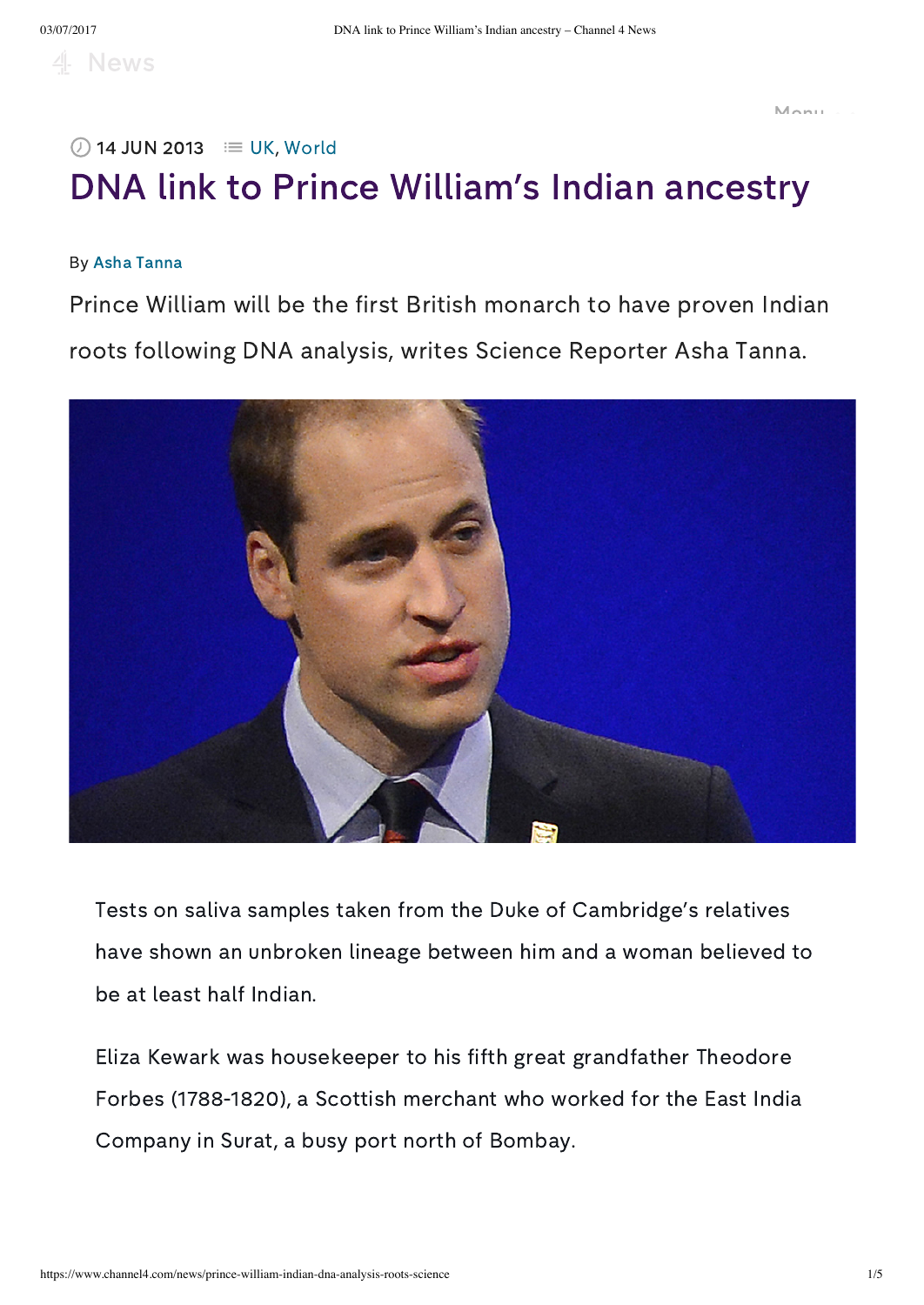14 JUN 2013 UK, World

# DNA link to Prince William's Indian ancestry

By Asha Tanna

Prince William will be the first British monarch to have proven Indian roots following DNA analysis, writes Science Reporter Asha Tanna.

Tests on saliva samples taken from the Duke of Cambridge's relatives have shown an unbroken lineage between him and a woman believed to be at least half Indian.

Eliza Kewark was housekeeper to his fifth great grandfather Theodore Forbes (1788-1820), a Scottish merchant who worked for the East India Company in Surat, a busy port north of Bombay.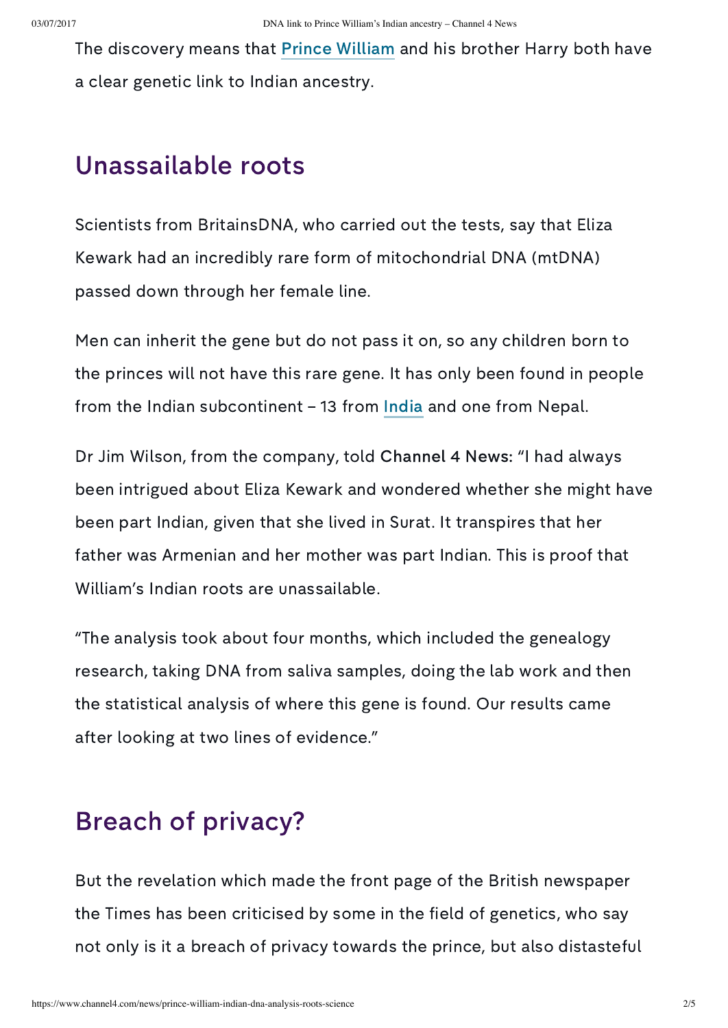The discovery means that Prince William and his brother Harry both have a clear genetic link to Indian ancestry.

## Unassailable roots

Scientists from BritainsDNA, who carried out the tests, say that Eliza Kewark had an incredibly rare form of mitochondrial DNA (mtDNA) passed down through her female line.

Men can inherit the gene but do not pass it on, so any children born to the princes will not have this rare gene. It has only been found in people from the Indian subcontinent – 13 from India and one from Nepal.

Dr Jim Wilson, from the company, told **Channel 4 News:** "I had always been intrigued about Eliza Kewark and wondered whether she might have been part Indian, given that she lived in Surat. It transpires that her father was Armenian and her mother was part Indian. This is proof that William's Indian roots are unassailable.

"The analysis took about four months, which included the genealogy research, taking DNA from saliva samples, doing the lab work and then the statistical analysis of where this gene is found. Our results came after looking at two lines of evidence."

## Breach of privacy?

But the revelation which made the front page of the British newspaper the Times has been criticised by some in the field of genetics, who say not only is it a breach of privacy towards the prince, but also distasteful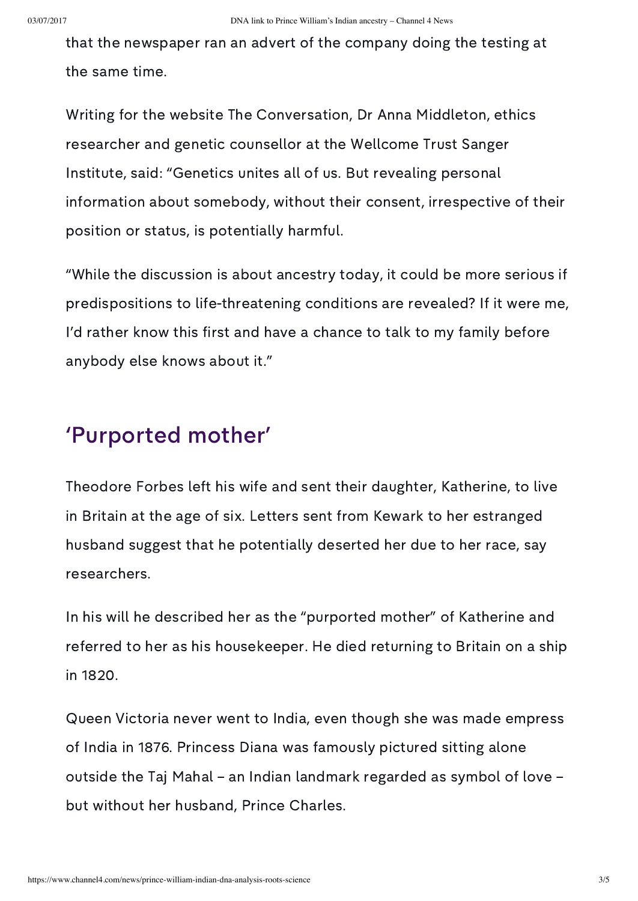that the newspaper ran an advert of the company doing the testing at the same time.

Writing for the website The Conversation, Dr Anna Middleton, ethics researcher and genetic counsellor at the Wellcome Trust Sanger Institute, said: "Genetics unites all of us. But revealing personal information about somebody, without their consent, irrespective of their position or status, is potentially harmful.

"While the discussion is about ancestry today, it could be more serious if predispositions to life-threatening conditions are revealed? If it were me, I'd rather know this first and have a chance to talk to my family before anybody else knows about it."

## 'Purported mother'

Theodore Forbes left his wife and sent their daughter, Katherine, to live in Britain at the age of six. Letters sent from Kewark to her estranged husband suggest that he potentially deserted her due to her race, say researchers.

In his will he described her as the "purported mother" of Katherine and referred to her as his housekeeper. He died returning to Britain on a ship in 1820.

Queen Victoria never went to India, even though she was made empress of India in 1876. Princess Diana was famously pictured sitting alone outside the Taj Mahal – an Indian landmark regarded as symbol of love – but without her husband, Prince Charles.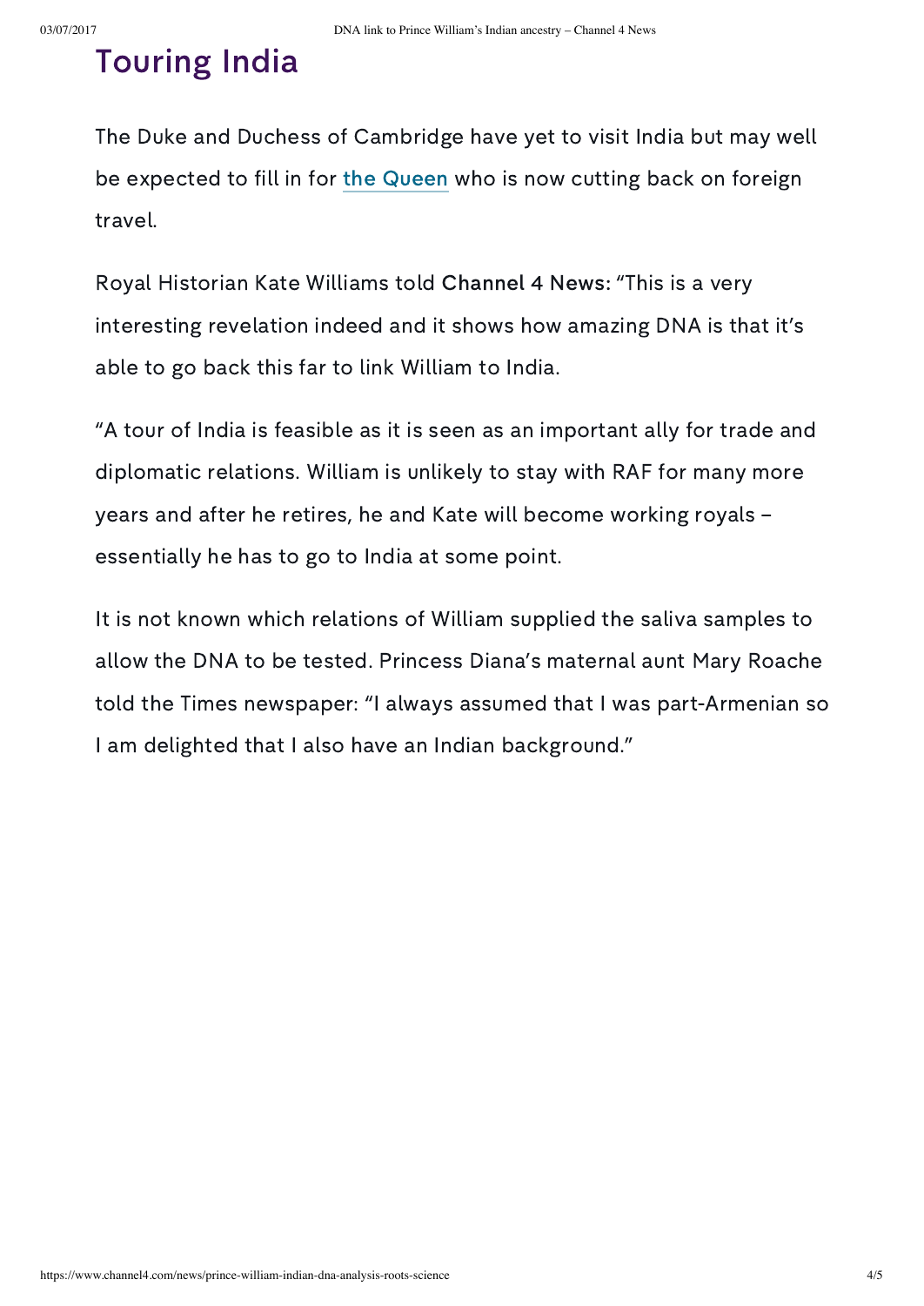## Touring India

The Duke and Duchess of Cambridge have yet to visit India but may well be expected to fill in for the Queen who is now cutting back on foreign travel.

Royal Historian Kate Williams told **Channel 4 News:** "This is a very interesting revelation indeed and it shows how amazing DNA is that it's able to go back this far to link William to India.

"A tour of India is feasible as it is seen as an important ally for trade and diplomatic relations. William is unlikely to stay with RAF for many more years and after he retires, he and Kate will become working royals – essentially he has to go to India at some point.

It is not known which relations of William supplied the saliva samples to allow the DNA to be tested. Princess Diana's maternal aunt Mary Roache told the Times newspaper: "I always assumed that I was part-Armenian so I am delighted that I also have an Indian background."